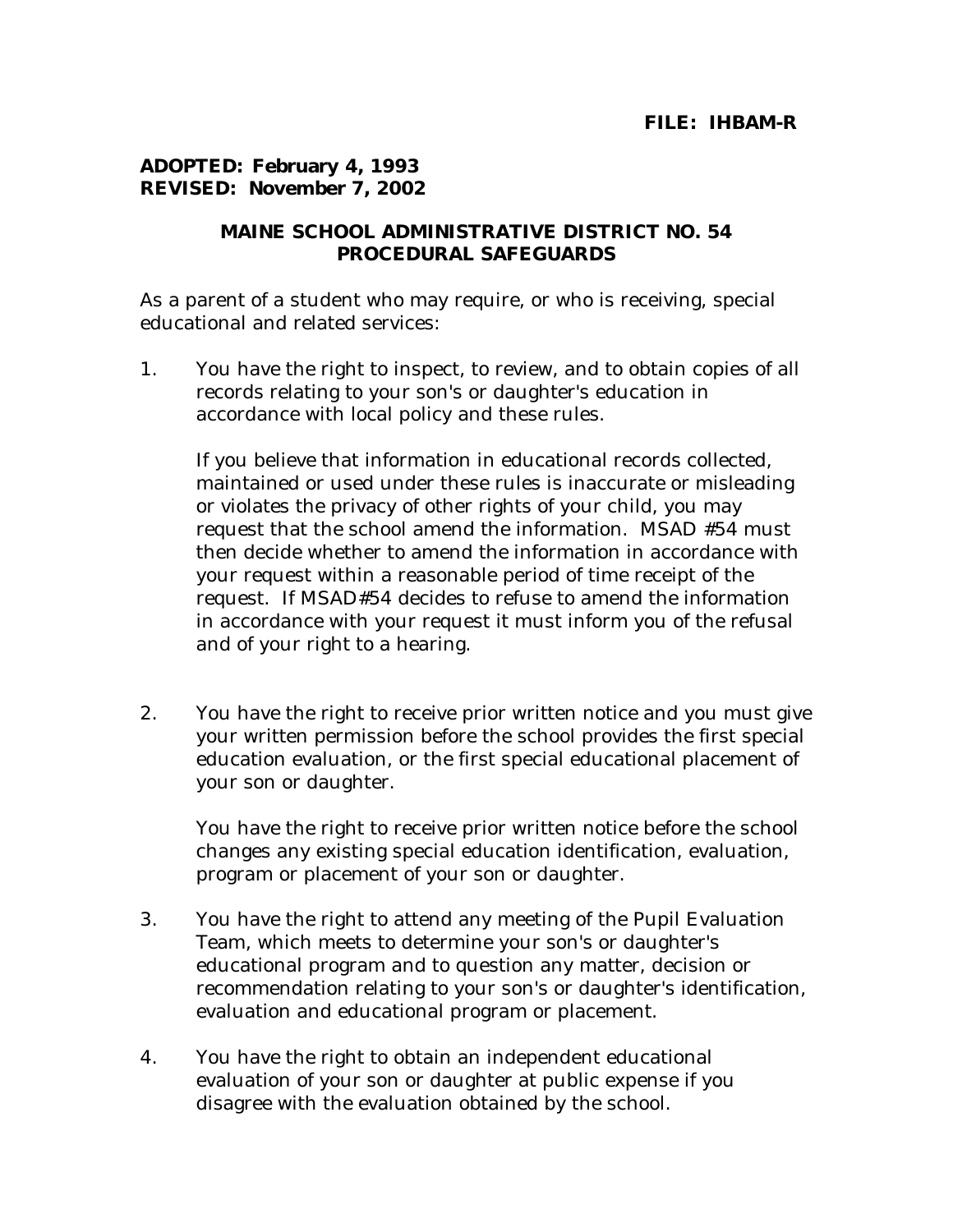**FILE: IHBAM-R**

**ADOPTED: February 4, 1993**
**REVISED: November 7, 2002**

## MAINE SCHOOL ADMINISTRATIVE DISTRICT NO. 54
## PROCEDURAL SAFEGUARDS

As a parent of a student who may require, or who is receiving, special educational and related services:

1. You have the right to inspect, to review, and to obtain copies of all records relating to your son's or daughter's education in accordance with local policy and these rules.

   If you believe that information in educational records collected, maintained or used under these rules is inaccurate or misleading or violates the privacy of other rights of your child, you may request that the school amend the information. MSAD #54 must then decide whether to amend the information in accordance with your request within a reasonable period of time receipt of the request. If MSAD#54 decides to refuse to amend the information in accordance with your request it must inform you of the refusal and of your right to a hearing.

2. You have the right to receive prior written notice and you must give your written permission before the school provides the first special education evaluation, or the first special educational placement of your son or daughter.

   You have the right to receive prior written notice before the school changes any existing special education identification, evaluation, program or placement of your son or daughter.

3. You have the right to attend any meeting of the Pupil Evaluation Team, which meets to determine your son's or daughter's educational program and to question any matter, decision or recommendation relating to your son's or daughter's identification, evaluation and educational program or placement.

4. You have the right to obtain an independent educational evaluation of your son or daughter at public expense if you disagree with the evaluation obtained by the school.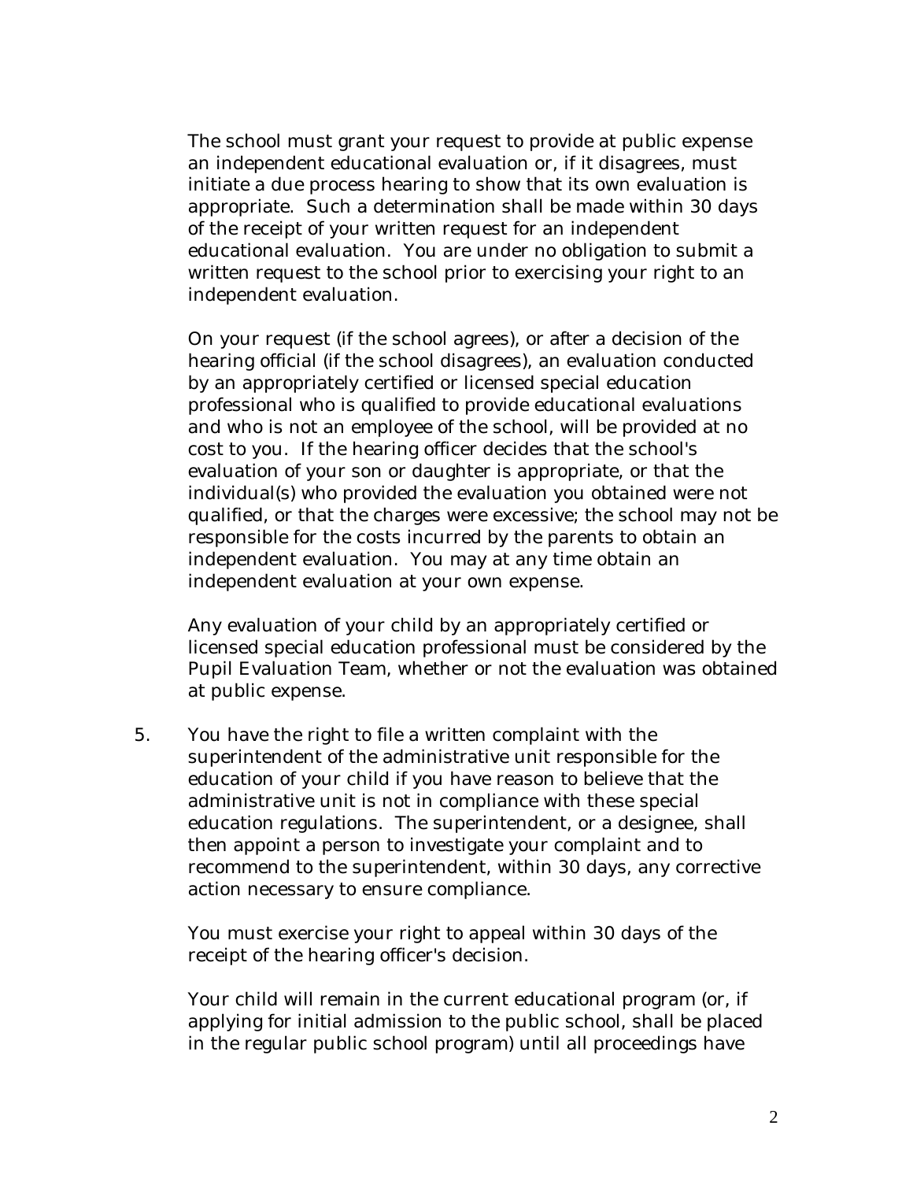The school must grant your request to provide at public expense an independent educational evaluation or, if it disagrees, must initiate a due process hearing to show that its own evaluation is appropriate. Such a determination shall be made within 30 days of the receipt of your written request for an independent educational evaluation. You are under no obligation to submit a written request to the school prior to exercising your right to an independent evaluation.

On your request (if the school agrees), or after a decision of the hearing official (if the school disagrees), an evaluation conducted by an appropriately certified or licensed special education professional who is qualified to provide educational evaluations and who is not an employee of the school, will be provided at no cost to you. If the hearing officer decides that the school's evaluation of your son or daughter is appropriate, or that the individual(s) who provided the evaluation you obtained were not qualified, or that the charges were excessive; the school may not be responsible for the costs incurred by the parents to obtain an independent evaluation. You may at any time obtain an independent evaluation at your own expense.

Any evaluation of your child by an appropriately certified or licensed special education professional must be considered by the Pupil Evaluation Team, whether or not the evaluation was obtained at public expense.

5. You have the right to file a written complaint with the superintendent of the administrative unit responsible for the education of your child if you have reason to believe that the administrative unit is not in compliance with these special education regulations. The superintendent, or a designee, shall then appoint a person to investigate your complaint and to recommend to the superintendent, within 30 days, any corrective action necessary to ensure compliance.

   You must exercise your right to appeal within 30 days of the receipt of the hearing officer's decision.

   Your child will remain in the current educational program (or, if applying for initial admission to the public school, shall be placed in the regular public school program) until all proceedings have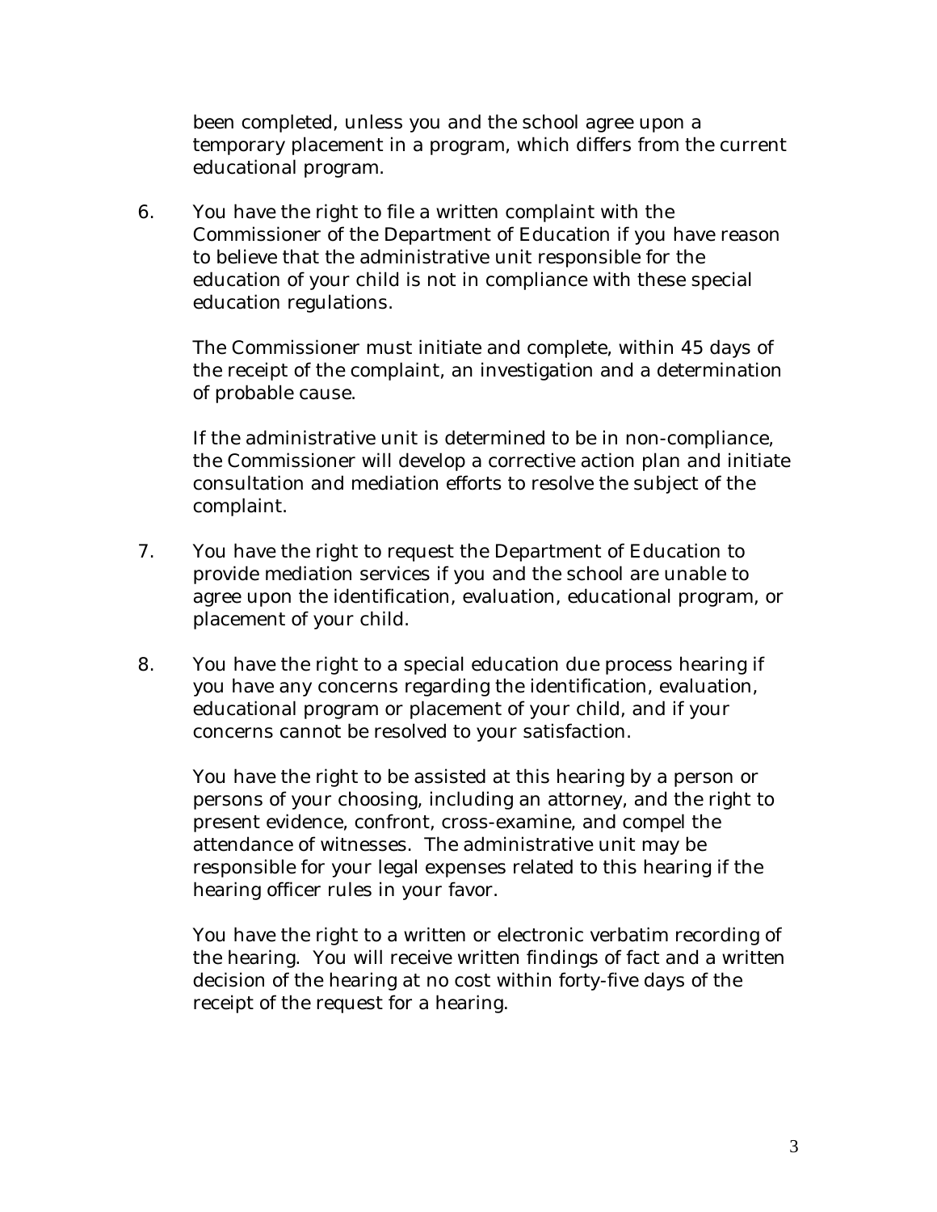been completed, unless you and the school agree upon a temporary placement in a program, which differs from the current educational program.

6. You have the right to file a written complaint with the Commissioner of the Department of Education if you have reason to believe that the administrative unit responsible for the education of your child is not in compliance with these special education regulations.

   The Commissioner must initiate and complete, within 45 days of the receipt of the complaint, an investigation and a determination of probable cause.

   If the administrative unit is determined to be in non-compliance, the Commissioner will develop a corrective action plan and initiate consultation and mediation efforts to resolve the subject of the complaint.

7. You have the right to request the Department of Education to provide mediation services if you and the school are unable to agree upon the identification, evaluation, educational program, or placement of your child.

8. You have the right to a special education due process hearing if you have any concerns regarding the identification, evaluation, educational program or placement of your child, and if your concerns cannot be resolved to your satisfaction.

   You have the right to be assisted at this hearing by a person or persons of your choosing, including an attorney, and the right to present evidence, confront, cross-examine, and compel the attendance of witnesses. The administrative unit may be responsible for your legal expenses related to this hearing if the hearing officer rules in your favor.

   You have the right to a written or electronic verbatim recording of the hearing. You will receive written findings of fact and a written decision of the hearing at no cost within forty-five days of the receipt of the request for a hearing.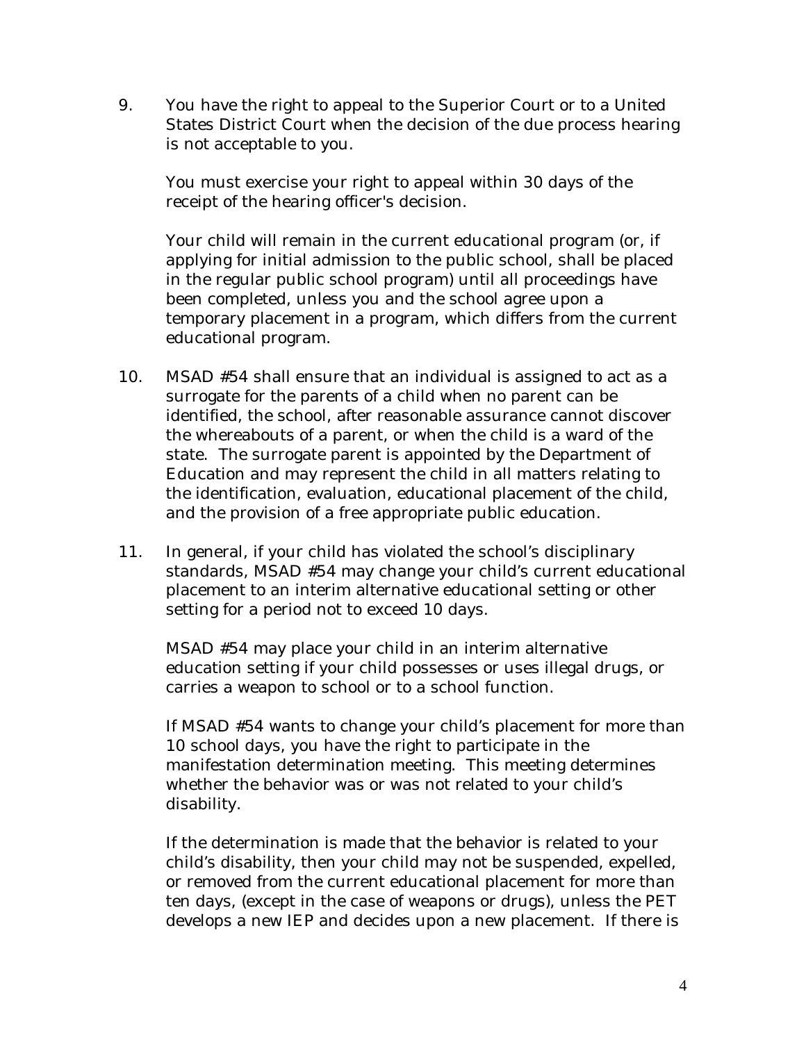9. You have the right to appeal to the Superior Court or to a United States District Court when the decision of the due process hearing is not acceptable to you.

   You must exercise your right to appeal within 30 days of the receipt of the hearing officer's decision.

   Your child will remain in the current educational program (or, if applying for initial admission to the public school, shall be placed in the regular public school program) until all proceedings have been completed, unless you and the school agree upon a temporary placement in a program, which differs from the current educational program.

10. MSAD #54 shall ensure that an individual is assigned to act as a surrogate for the parents of a child when no parent can be identified, the school, after reasonable assurance cannot discover the whereabouts of a parent, or when the child is a ward of the state. The surrogate parent is appointed by the Department of Education and may represent the child in all matters relating to the identification, evaluation, educational placement of the child, and the provision of a free appropriate public education.

11. In general, if your child has violated the school's disciplinary standards, MSAD #54 may change your child's current educational placement to an interim alternative educational setting or other setting for a period not to exceed 10 days.

    MSAD #54 may place your child in an interim alternative education setting if your child possesses or uses illegal drugs, or carries a weapon to school or to a school function.

    If MSAD #54 wants to change your child's placement for more than 10 school days, you have the right to participate in the manifestation determination meeting. This meeting determines whether the behavior was or was not related to your child's disability.

    If the determination is made that the behavior is related to your child's disability, then your child may not be suspended, expelled, or removed from the current educational placement for more than ten days, (except in the case of weapons or drugs), unless the PET develops a new IEP and decides upon a new placement. If there is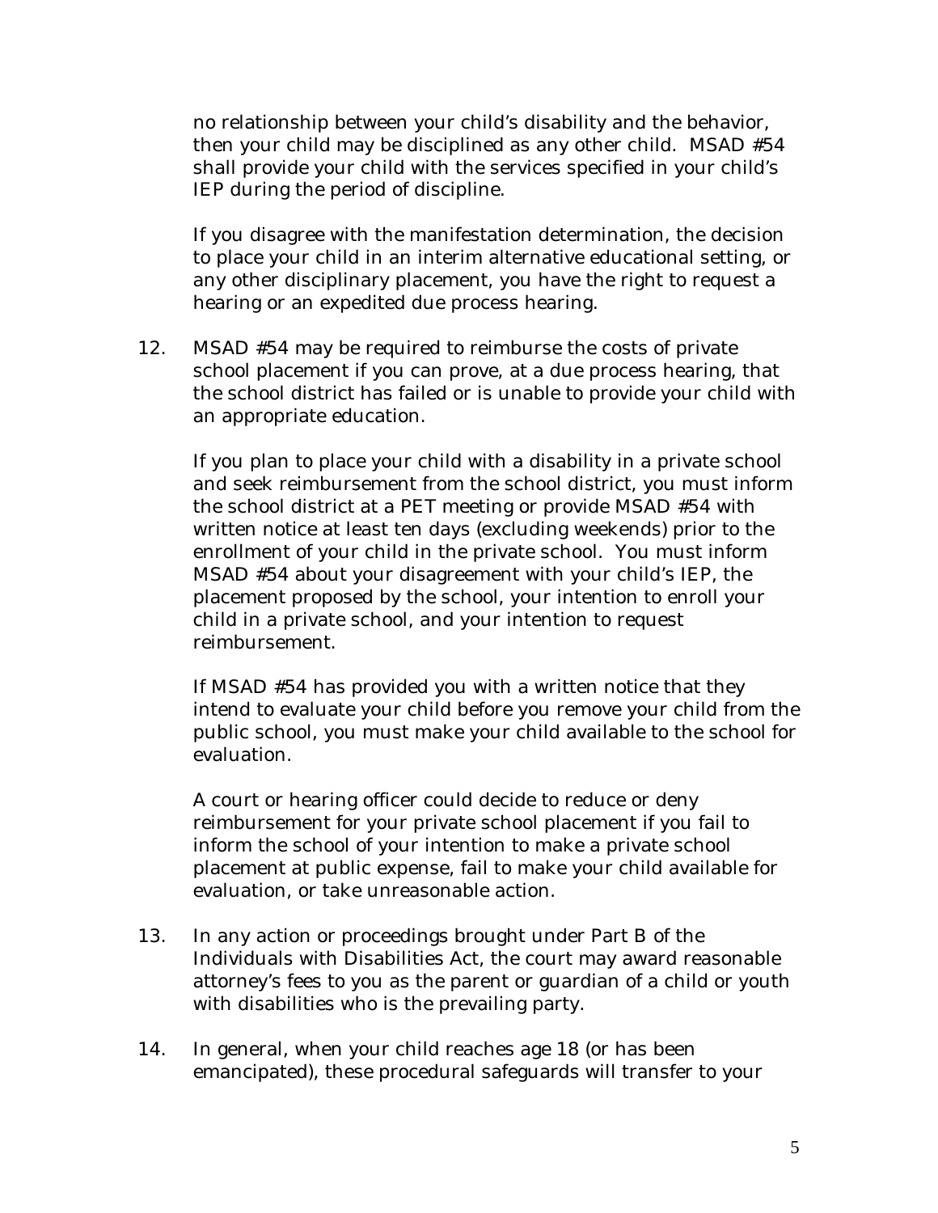no relationship between your child's disability and the behavior, then your child may be disciplined as any other child. MSAD #54 shall provide your child with the services specified in your child's IEP during the period of discipline.

If you disagree with the manifestation determination, the decision to place your child in an interim alternative educational setting, or any other disciplinary placement, you have the right to request a hearing or an expedited due process hearing.

12. MSAD #54 may be required to reimburse the costs of private school placement if you can prove, at a due process hearing, that the school district has failed or is unable to provide your child with an appropriate education.

    If you plan to place your child with a disability in a private school and seek reimbursement from the school district, you must inform the school district at a PET meeting or provide MSAD #54 with written notice at least ten days (excluding weekends) prior to the enrollment of your child in the private school. You must inform MSAD #54 about your disagreement with your child's IEP, the placement proposed by the school, your intention to enroll your child in a private school, and your intention to request reimbursement.

    If MSAD #54 has provided you with a written notice that they intend to evaluate your child before you remove your child from the public school, you must make your child available to the school for evaluation.

    A court or hearing officer could decide to reduce or deny reimbursement for your private school placement if you fail to inform the school of your intention to make a private school placement at public expense, fail to make your child available for evaluation, or take unreasonable action.

13. In any action or proceedings brought under Part B of the Individuals with Disabilities Act, the court may award reasonable attorney's fees to you as the parent or guardian of a child or youth with disabilities who is the prevailing party.

14. In general, when your child reaches age 18 (or has been emancipated), these procedural safeguards will transfer to your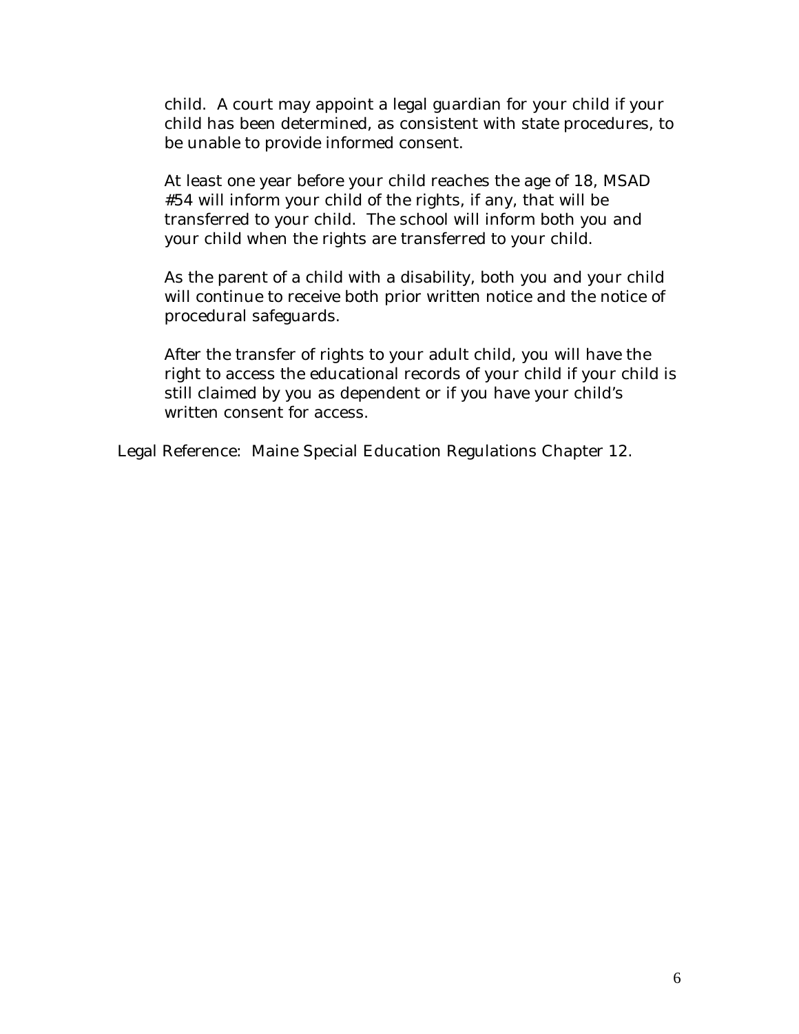child. A court may appoint a legal guardian for your child if your child has been determined, as consistent with state procedures, to be unable to provide informed consent.

At least one year before your child reaches the age of 18, MSAD #54 will inform your child of the rights, if any, that will be transferred to your child. The school will inform both you and your child when the rights are transferred to your child.

As the parent of a child with a disability, both you and your child will continue to receive both prior written notice and the notice of procedural safeguards.

After the transfer of rights to your adult child, you will have the right to access the educational records of your child if your child is still claimed by you as dependent or if you have your child's written consent for access.

Legal Reference: Maine Special Education Regulations Chapter 12.